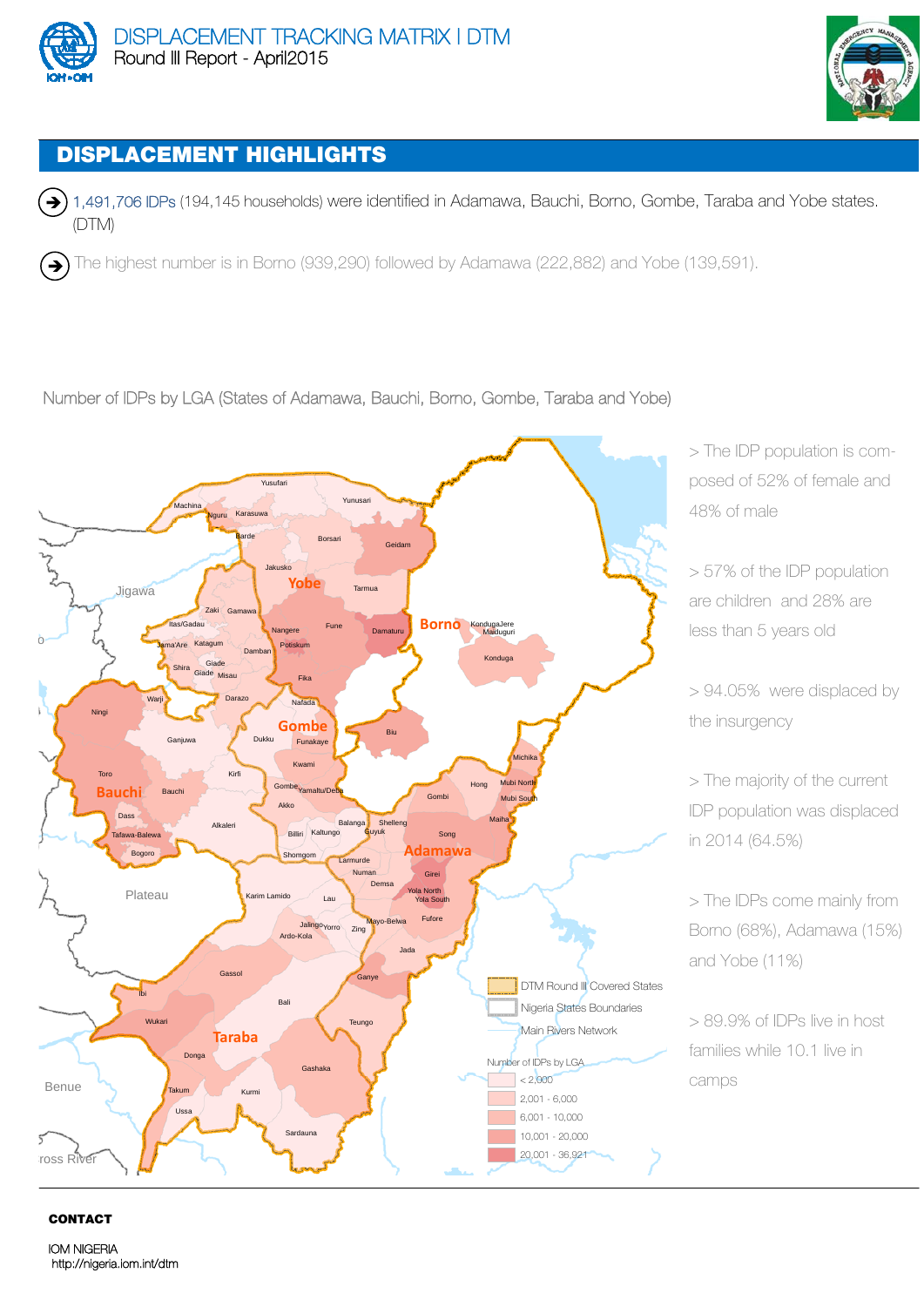# DISPLACEMENT TRACKING MATRIX | DTM

Round III Report - April2015

## DISPLACEMENT HIGHLIGHTS

- 1,491,706 IDPs (194,145 households) were identified in Adamawa, Bauchi, Borno, Gombe, Taraba and Yobe states. (DTM)
- The highest number is in Borno (939,290) followed by Adamawa (222,882) and Yobe (139,591).

Number of IDPs by LGA (States of Adamawa, Bauchi, Borno, Gombe, Taraba and Yobe)

Legend:

- DTM Round III Covered States
- Nigeria States Boundaries
- Main Rivers Network

Number of IDPs by LGA:

- < 2,000
- 2,001 - 6,000
- 6,001 - 10,000
- 10,001 - 20,000
- 20,001 - 36,921

> The IDP population is composed of 52% of female and 48% of male

> 57% of the IDP population are children and 28% are less than 5 years old

> 94.05% were displaced by the insurgency

> The majority of the current IDP population was displaced in 2014 (64.5%)

> The IDPs come mainly from Borno (68%), Adamawa (15%) and Yobe (11%)

> 89.9% of IDPs live in host families while 10.1 live in camps

**CONTACT**

IOM NIGERIA
http://nigeria.iom.int/dtm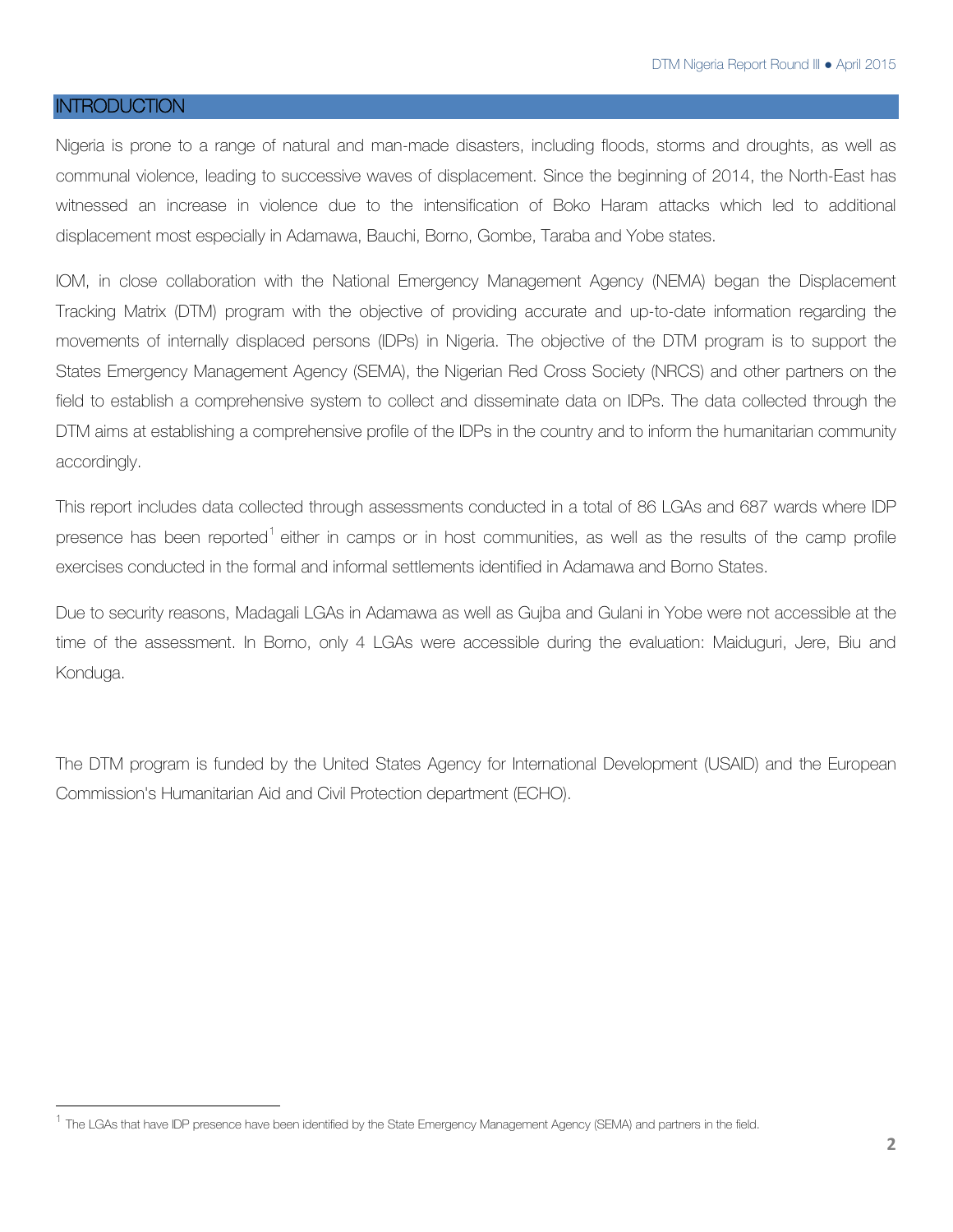## INTRODUCTION

Nigeria is prone to a range of natural and man-made disasters, including floods, storms and droughts, as well as communal violence, leading to successive waves of displacement. Since the beginning of 2014, the North-East has witnessed an increase in violence due to the intensification of Boko Haram attacks which led to additional displacement most especially in Adamawa, Bauchi, Borno, Gombe, Taraba and Yobe states.

IOM, in close collaboration with the National Emergency Management Agency (NEMA) began the Displacement Tracking Matrix (DTM) program with the objective of providing accurate and up-to-date information regarding the movements of internally displaced persons (IDPs) in Nigeria. The objective of the DTM program is to support the States Emergency Management Agency (SEMA), the Nigerian Red Cross Society (NRCS) and other partners on the field to establish a comprehensive system to collect and disseminate data on IDPs. The data collected through the DTM aims at establishing a comprehensive profile of the IDPs in the country and to inform the humanitarian community accordingly.

This report includes data collected through assessments conducted in a total of 86 LGAs and 687 wards where IDP presence has been reported[1] either in camps or in host communities, as well as the results of the camp profile exercises conducted in the formal and informal settlements identified in Adamawa and Borno States.

Due to security reasons, Madagali LGAs in Adamawa as well as Gujba and Gulani in Yobe were not accessible at the time of the assessment. In Borno, only 4 LGAs were accessible during the evaluation: Maiduguri, Jere, Biu and Konduga.

The DTM program is funded by the United States Agency for International Development (USAID) and the European Commission's Humanitarian Aid and Civil Protection department (ECHO).

[1] The LGAs that have IDP presence have been identified by the State Emergency Management Agency (SEMA) and partners in the field.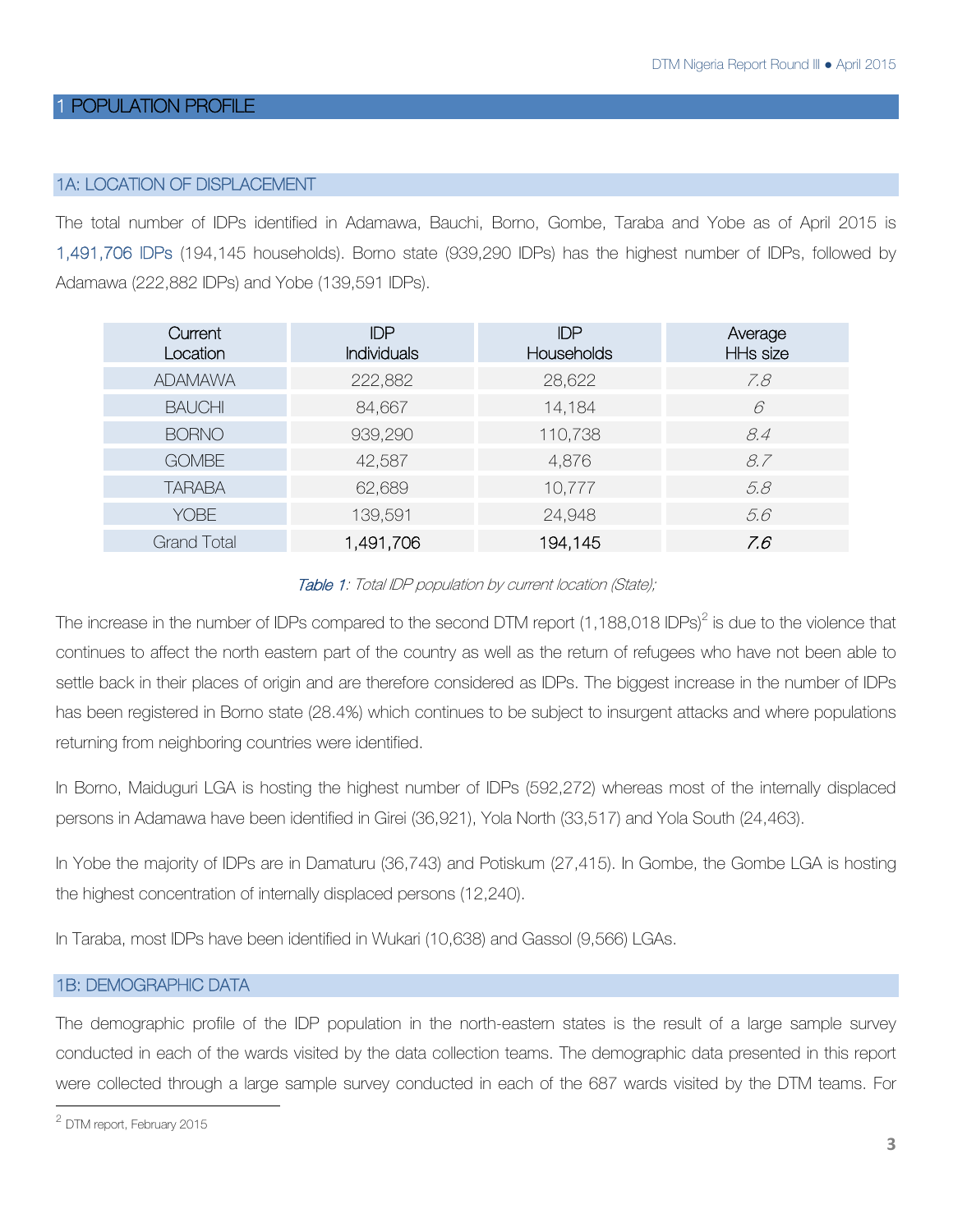# 1 POPULATION PROFILE

## 1A: LOCATION OF DISPLACEMENT

The total number of IDPs identified in Adamawa, Bauchi, Borno, Gombe, Taraba and Yobe as of April 2015 is 1,491,706 IDPs (194,145 households). Borno state (939,290 IDPs) has the highest number of IDPs, followed by Adamawa (222,882 IDPs) and Yobe (139,591 IDPs).

| Current Location | IDP Individuals | IDP Households | Average HHs size |
|---|---|---|---|
| ADAMAWA | 222,882 | 28,622 | *7.8* |
| BAUCHI | 84,667 | 14,184 | *6* |
| BORNO | 939,290 | 110,738 | *8.4* |
| GOMBE | 42,587 | 4,876 | *8.7* |
| TARABA | 62,689 | 10,777 | *5.8* |
| YOBE | 139,591 | 24,948 | *5.6* |
| Grand Total | 1,491,706 | 194,145 | *7.6* |

*Table 1: Total IDP population by current location (State);*

The increase in the number of IDPs compared to the second DTM report (1,188,018 IDPs)[2] is due to the violence that continues to affect the north eastern part of the country as well as the return of refugees who have not been able to settle back in their places of origin and are therefore considered as IDPs. The biggest increase in the number of IDPs has been registered in Borno state (28.4%) which continues to be subject to insurgent attacks and where populations returning from neighboring countries were identified.

In Borno, Maiduguri LGA is hosting the highest number of IDPs (592,272) whereas most of the internally displaced persons in Adamawa have been identified in Girei (36,921), Yola North (33,517) and Yola South (24,463).

In Yobe the majority of IDPs are in Damaturu (36,743) and Potiskum (27,415). In Gombe, the Gombe LGA is hosting the highest concentration of internally displaced persons (12,240).

In Taraba, most IDPs have been identified in Wukari (10,638) and Gassol (9,566) LGAs.

## 1B: DEMOGRAPHIC DATA

The demographic profile of the IDP population in the north-eastern states is the result of a large sample survey conducted in each of the wards visited by the data collection teams. The demographic data presented in this report were collected through a large sample survey conducted in each of the 687 wards visited by the DTM teams. For

[2] DTM report, February 2015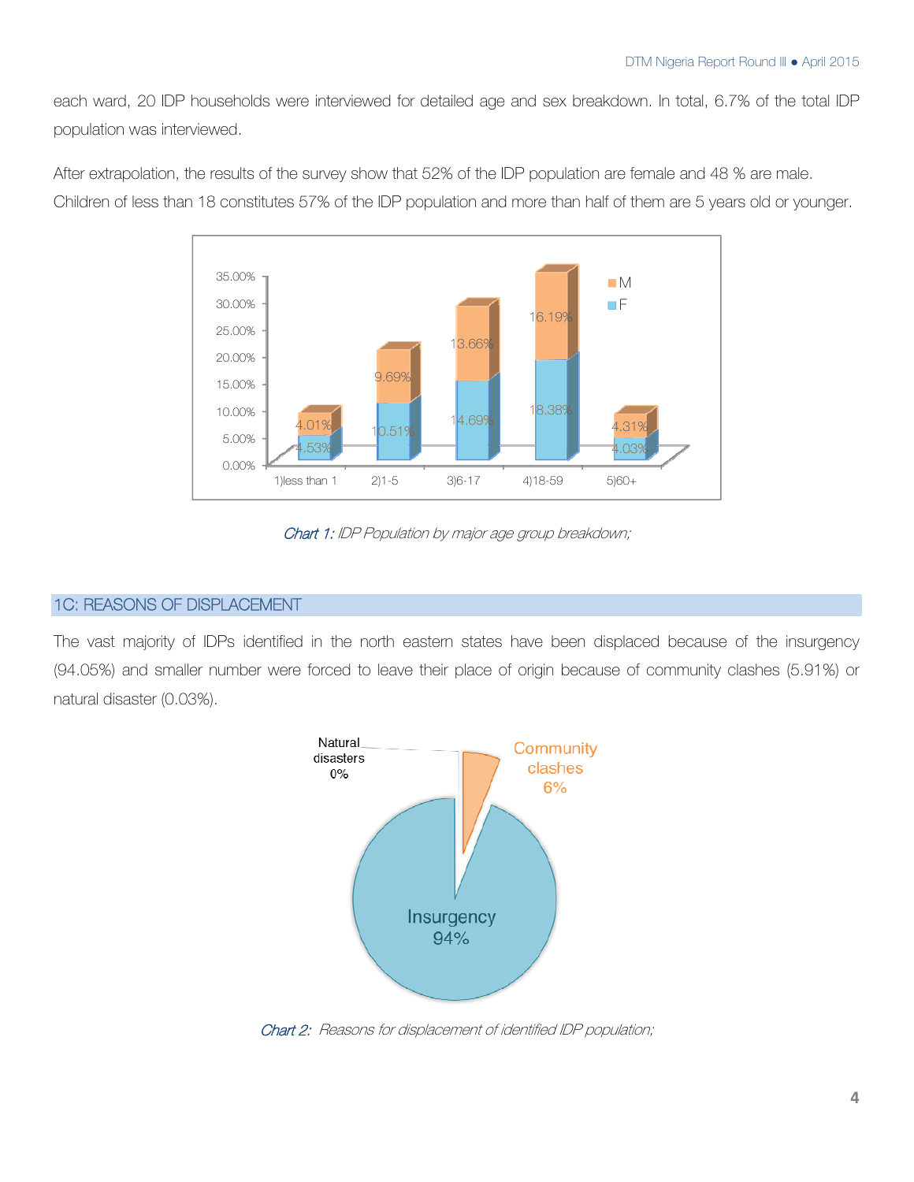each ward, 20 IDP households were interviewed for detailed age and sex breakdown. In total, 6.7% of the total IDP population was interviewed.

After extrapolation, the results of the survey show that 52% of the IDP population are female and 48 % are male. Children of less than 18 constitutes 57% of the IDP population and more than half of them are 5 years old or younger.

*Chart 1: IDP Population by major age group breakdown;*

## 1C: REASONS OF DISPLACEMENT

The vast majority of IDPs identified in the north eastern states have been displaced because of the insurgency (94.05%) and smaller number were forced to leave their place of origin because of community clashes (5.91%) or natural disaster (0.03%).

*Chart 2: Reasons for displacement of identified IDP population;*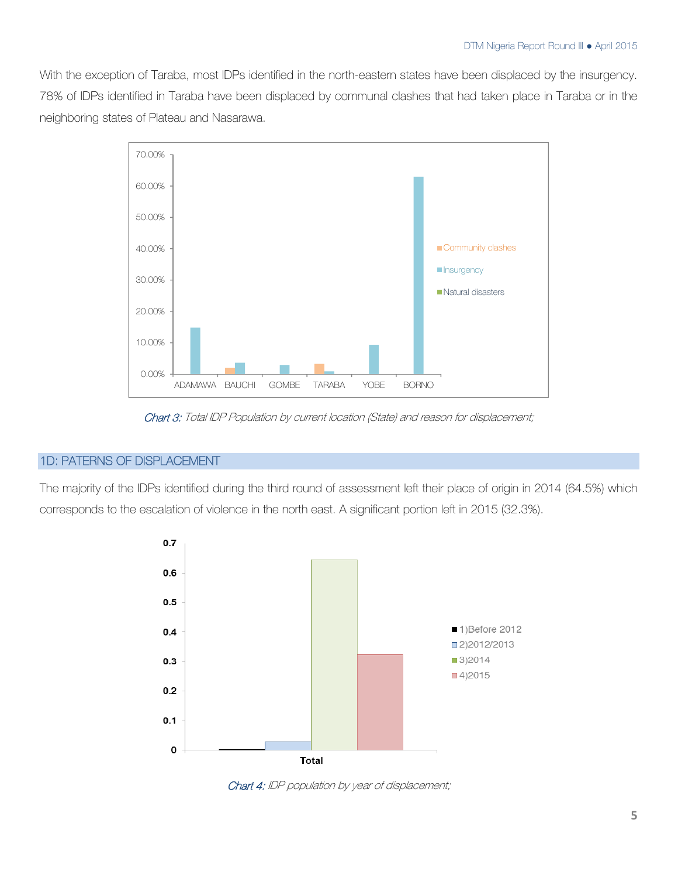With the exception of Taraba, most IDPs identified in the north-eastern states have been displaced by the insurgency. 78% of IDPs identified in Taraba have been displaced by communal clashes that had taken place in Taraba or in the neighboring states of Plateau and Nasarawa.

*Chart 3: Total IDP Population by current location (State) and reason for displacement;*

## 1D: PATERNS OF DISPLACEMENT

The majority of the IDPs identified during the third round of assessment left their place of origin in 2014 (64.5%) which corresponds to the escalation of violence in the north east. A significant portion left in 2015 (32.3%).

*Chart 4: IDP population by year of displacement;*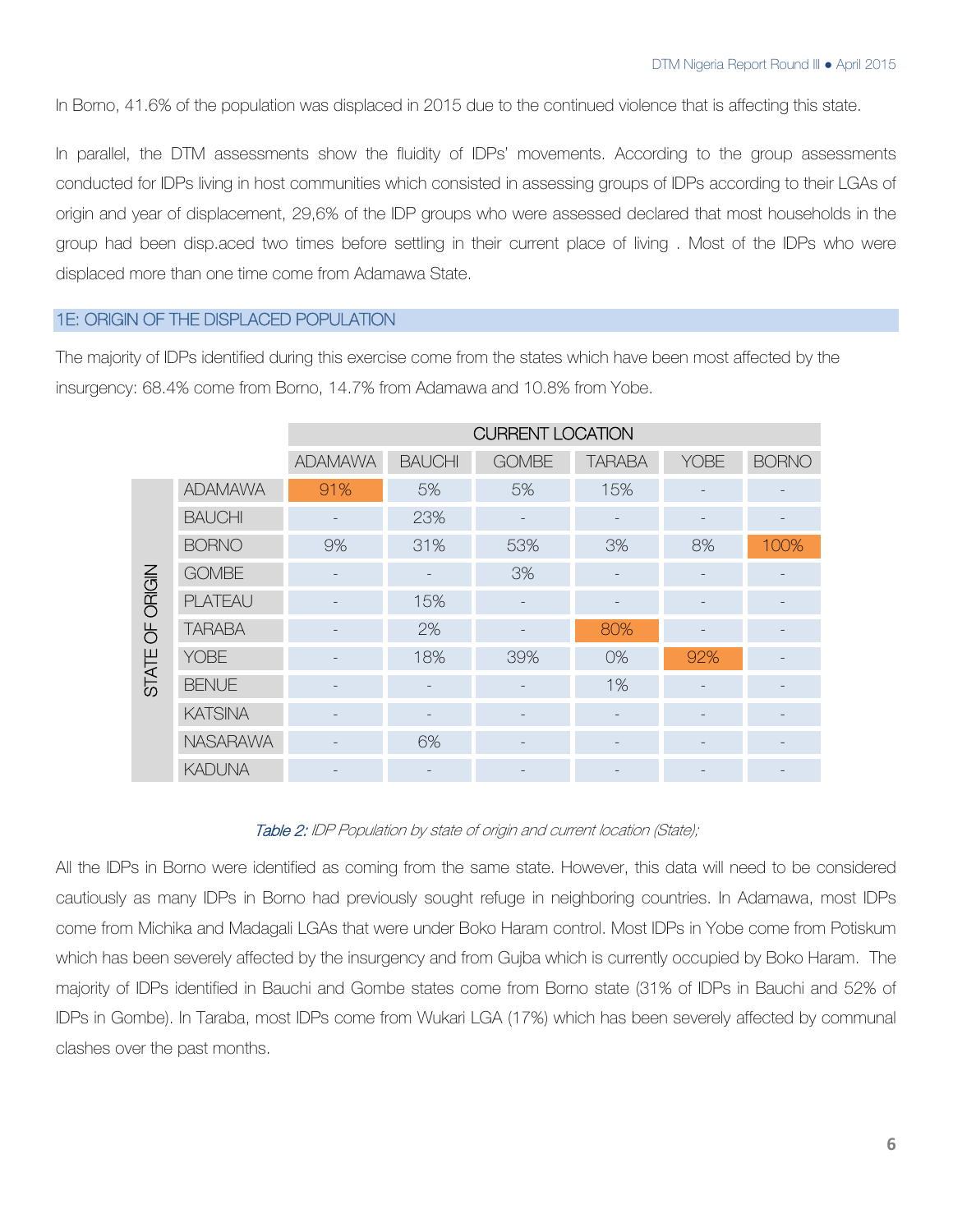In Borno, 41.6% of the population was displaced in 2015 due to the continued violence that is affecting this state.

In parallel, the DTM assessments show the fluidity of IDPs' movements. According to the group assessments conducted for IDPs living in host communities which consisted in assessing groups of IDPs according to their LGAs of origin and year of displacement, 29,6% of the IDP groups who were assessed declared that most households in the group had been disp.aced two times before settling in their current place of living . Most of the IDPs who were displaced more than one time come from Adamawa State.

## 1E: ORIGIN OF THE DISPLACED POPULATION

The majority of IDPs identified during this exercise come from the states which have been most affected by the insurgency: 68.4% come from Borno, 14.7% from Adamawa and 10.8% from Yobe.

| | | CURRENT LOCATION | | | | | |
|---|---|---|---|---|---|---|---|
| | | ADAMAWA | BAUCHI | GOMBE | TARABA | YOBE | BORNO |
| STATE OF ORIGIN | ADAMAWA | 91% | 5% | 5% | 15% | - | - |
| | BAUCHI | - | 23% | - | - | - | - |
| | BORNO | 9% | 31% | 53% | 3% | 8% | 100% |
| | GOMBE | - | - | 3% | - | - | - |
| | PLATEAU | - | 15% | - | - | - | - |
| | TARABA | - | 2% | - | 80% | - | - |
| | YOBE | - | 18% | 39% | 0% | 92% | - |
| | BENUE | - | - | - | 1% | - | - |
| | KATSINA | - | - | - | - | - | - |
| | NASARAWA | - | 6% | - | - | - | - |
| | KADUNA | - | - | - | - | - | - |

*Table 2: IDP Population by state of origin and current location (State);*

All the IDPs in Borno were identified as coming from the same state. However, this data will need to be considered cautiously as many IDPs in Borno had previously sought refuge in neighboring countries. In Adamawa, most IDPs come from Michika and Madagali LGAs that were under Boko Haram control. Most IDPs in Yobe come from Potiskum which has been severely affected by the insurgency and from Gujba which is currently occupied by Boko Haram. The majority of IDPs identified in Bauchi and Gombe states come from Borno state (31% of IDPs in Bauchi and 52% of IDPs in Gombe). In Taraba, most IDPs come from Wukari LGA (17%) which has been severely affected by communal clashes over the past months.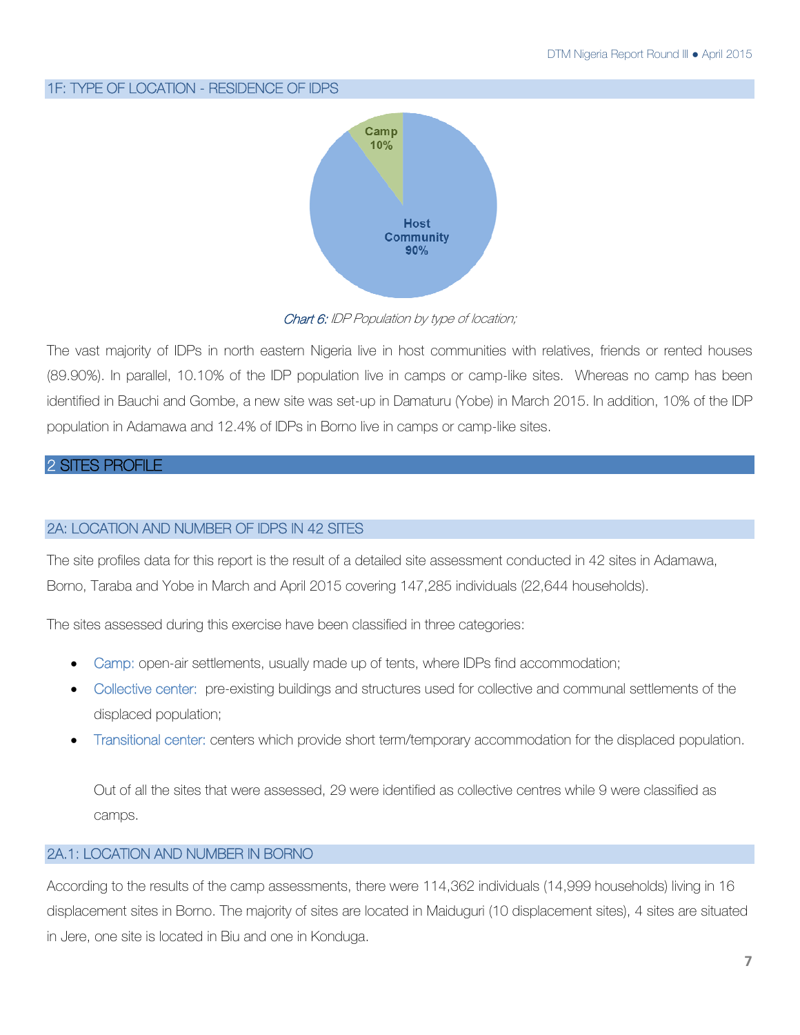### 1F: TYPE OF LOCATION - RESIDENCE OF IDPS

Camp 10%

Host Community 90%

*Chart 6: IDP Population by type of location;*

The vast majority of IDPs in north eastern Nigeria live in host communities with relatives, friends or rented houses (89.90%). In parallel, 10.10% of the IDP population live in camps or camp-like sites. Whereas no camp has been identified in Bauchi and Gombe, a new site was set-up in Damaturu (Yobe) in March 2015. In addition, 10% of the IDP population in Adamawa and 12.4% of IDPs in Borno live in camps or camp-like sites.

## 2 SITES PROFILE

### 2A: LOCATION AND NUMBER OF IDPS IN 42 SITES

The site profiles data for this report is the result of a detailed site assessment conducted in 42 sites in Adamawa, Borno, Taraba and Yobe in March and April 2015 covering 147,285 individuals (22,644 households).

The sites assessed during this exercise have been classified in three categories:

- Camp: open-air settlements, usually made up of tents, where IDPs find accommodation;
- Collective center: pre-existing buildings and structures used for collective and communal settlements of the displaced population;
- Transitional center: centers which provide short term/temporary accommodation for the displaced population.

Out of all the sites that were assessed, 29 were identified as collective centres while 9 were classified as camps.

### 2A.1: LOCATION AND NUMBER IN BORNO

According to the results of the camp assessments, there were 114,362 individuals (14,999 households) living in 16 displacement sites in Borno. The majority of sites are located in Maiduguri (10 displacement sites), 4 sites are situated in Jere, one site is located in Biu and one in Konduga.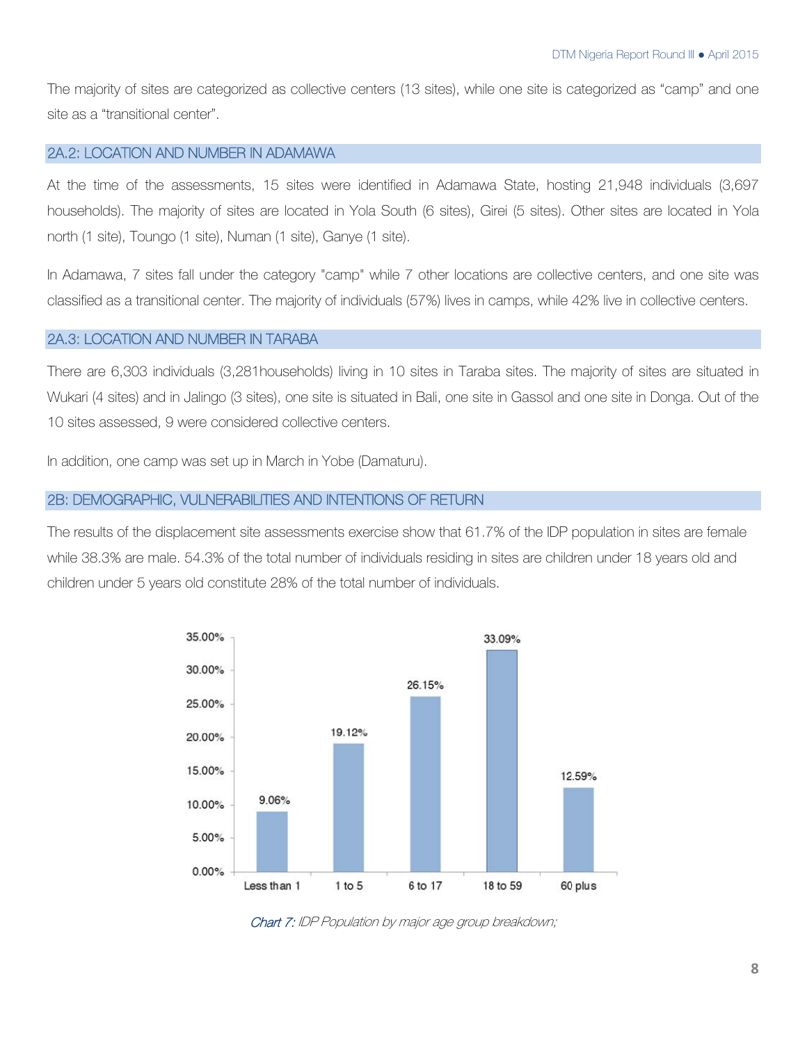The majority of sites are categorized as collective centers (13 sites), while one site is categorized as "camp" and one site as a "transitional center".

## 2A.2: LOCATION AND NUMBER IN ADAMAWA

At the time of the assessments, 15 sites were identified in Adamawa State, hosting 21,948 individuals (3,697 households). The majority of sites are located in Yola South (6 sites), Girei (5 sites). Other sites are located in Yola north (1 site), Toungo (1 site), Numan (1 site), Ganye (1 site).

In Adamawa, 7 sites fall under the category "camp" while 7 other locations are collective centers, and one site was classified as a transitional center. The majority of individuals (57%) lives in camps, while 42% live in collective centers.

## 2A.3: LOCATION AND NUMBER IN TARABA

There are 6,303 individuals (3,281households) living in 10 sites in Taraba sites. The majority of sites are situated in Wukari (4 sites) and in Jalingo (3 sites), one site is situated in Bali, one site in Gassol and one site in Donga. Out of the 10 sites assessed, 9 were considered collective centers.

In addition, one camp was set up in March in Yobe (Damaturu).

## 2B: DEMOGRAPHIC, VULNERABILITIES AND INTENTIONS OF RETURN

The results of the displacement site assessments exercise show that 61.7% of the IDP population in sites are female while 38.3% are male. 54.3% of the total number of individuals residing in sites are children under 18 years old and children under 5 years old constitute 28% of the total number of individuals.

| Age group | Percentage |
|---|---|
| Less than 1 | 9.06% |
| 1 to 5 | 19.12% |
| 6 to 17 | 26.15% |
| 18 to 59 | 33.09% |
| 60 plus | 12.59% |

*Chart 7: IDP Population by major age group breakdown;*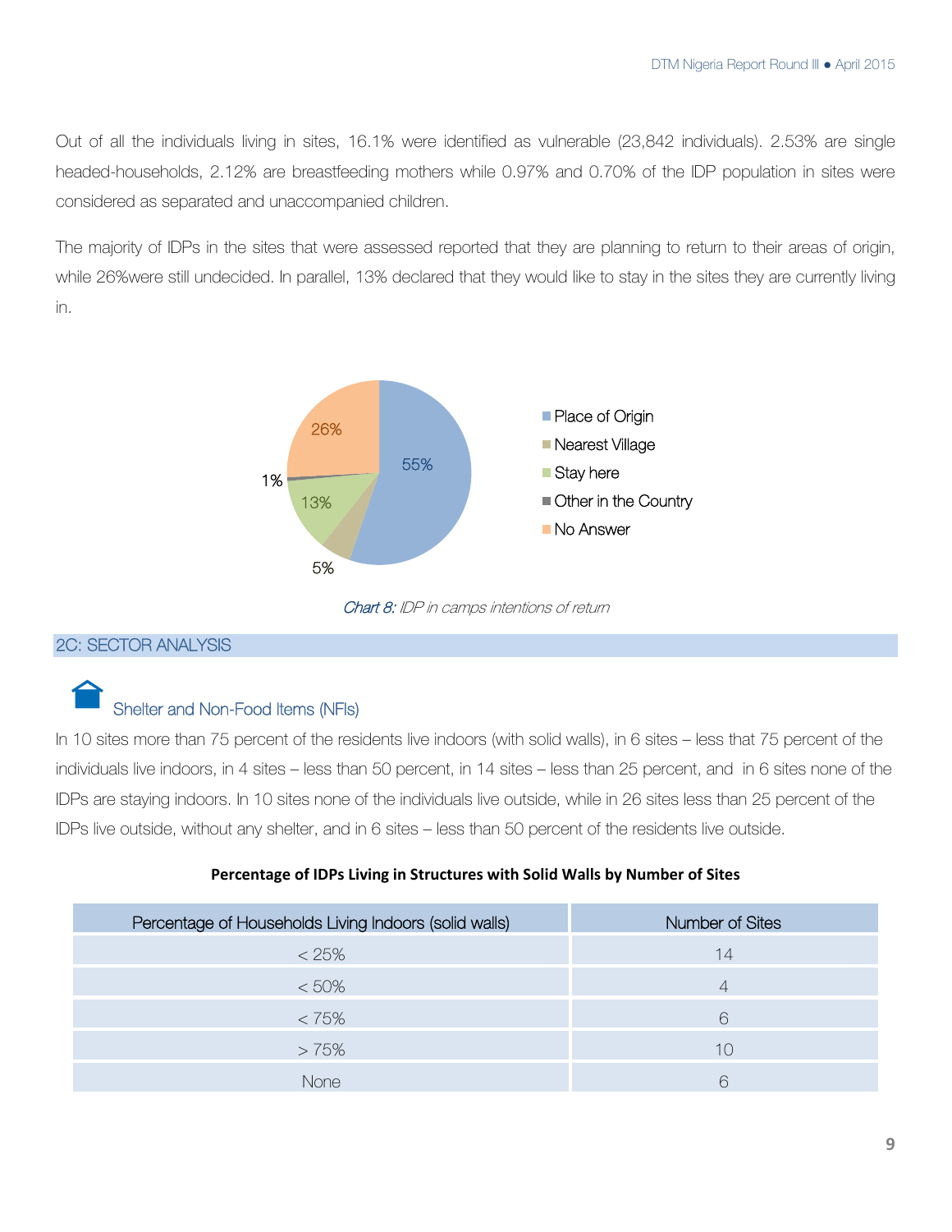Out of all the individuals living in sites, 16.1% were identified as vulnerable (23,842 individuals). 2.53% are single headed-households, 2.12% are breastfeeding mothers while 0.97% and 0.70% of the IDP population in sites were considered as separated and unaccompanied children.

The majority of IDPs in the sites that were assessed reported that they are planning to return to their areas of origin, while 26%were still undecided. In parallel, 13% declared that they would like to stay in the sites they are currently living in.

| Intention | Percentage |
|---|---|
| Place of Origin | 55% |
| Nearest Village | 5% |
| Stay here | 13% |
| Other in the Country | 1% |
| No Answer | 26% |

*Chart 8: IDP in camps intentions of return*

## 2C: SECTOR ANALYSIS

### Shelter and Non-Food Items (NFIs)

In 10 sites more than 75 percent of the residents live indoors (with solid walls), in 6 sites – less that 75 percent of the individuals live indoors, in 4 sites – less than 50 percent, in 14 sites – less than 25 percent, and in 6 sites none of the IDPs are staying indoors. In 10 sites none of the individuals live outside, while in 26 sites less than 25 percent of the IDPs live outside, without any shelter, and in 6 sites – less than 50 percent of the residents live outside.

**Percentage of IDPs Living in Structures with Solid Walls by Number of Sites**

| Percentage of Households Living Indoors (solid walls) | Number of Sites |
|---|---|
| < 25% | 14 |
| < 50% | 4 |
| < 75% | 6 |
| > 75% | 10 |
| None | 6 |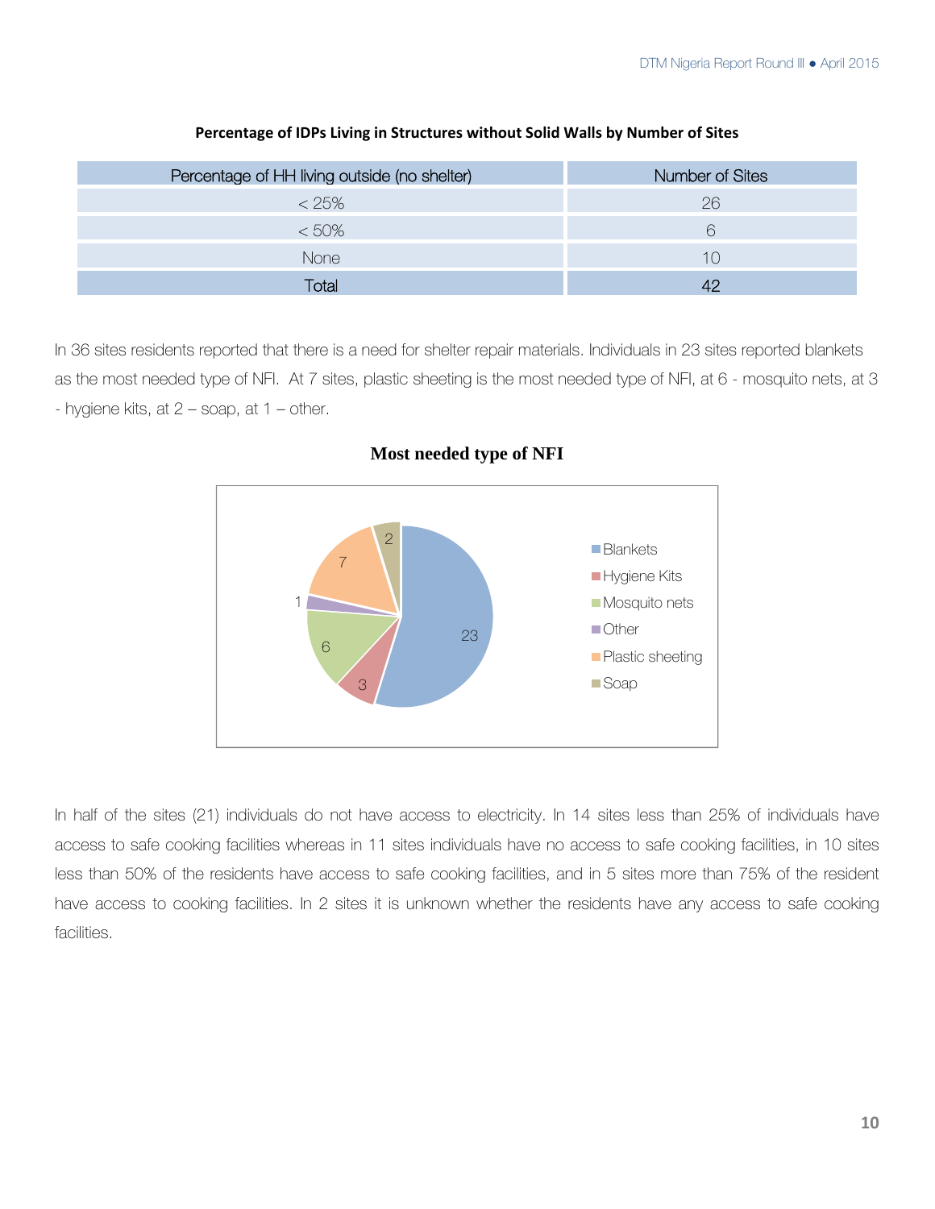**Percentage of IDPs Living in Structures without Solid Walls by Number of Sites**

| Percentage of HH living outside (no shelter) | Number of Sites |
|---|---|
| < 25% | 26 |
| < 50% | 6 |
| None | 10 |
| Total | 42 |

In 36 sites residents reported that there is a need for shelter repair materials. Individuals in 23 sites reported blankets as the most needed type of NFI. At 7 sites, plastic sheeting is the most needed type of NFI, at 6 - mosquito nets, at 3 - hygiene kits, at 2 – soap, at 1 – other.

**Most needed type of NFI**

In half of the sites (21) individuals do not have access to electricity. In 14 sites less than 25% of individuals have access to safe cooking facilities whereas in 11 sites individuals have no access to safe cooking facilities, in 10 sites less than 50% of the residents have access to safe cooking facilities, and in 5 sites more than 75% of the resident have access to cooking facilities. In 2 sites it is unknown whether the residents have any access to safe cooking facilities.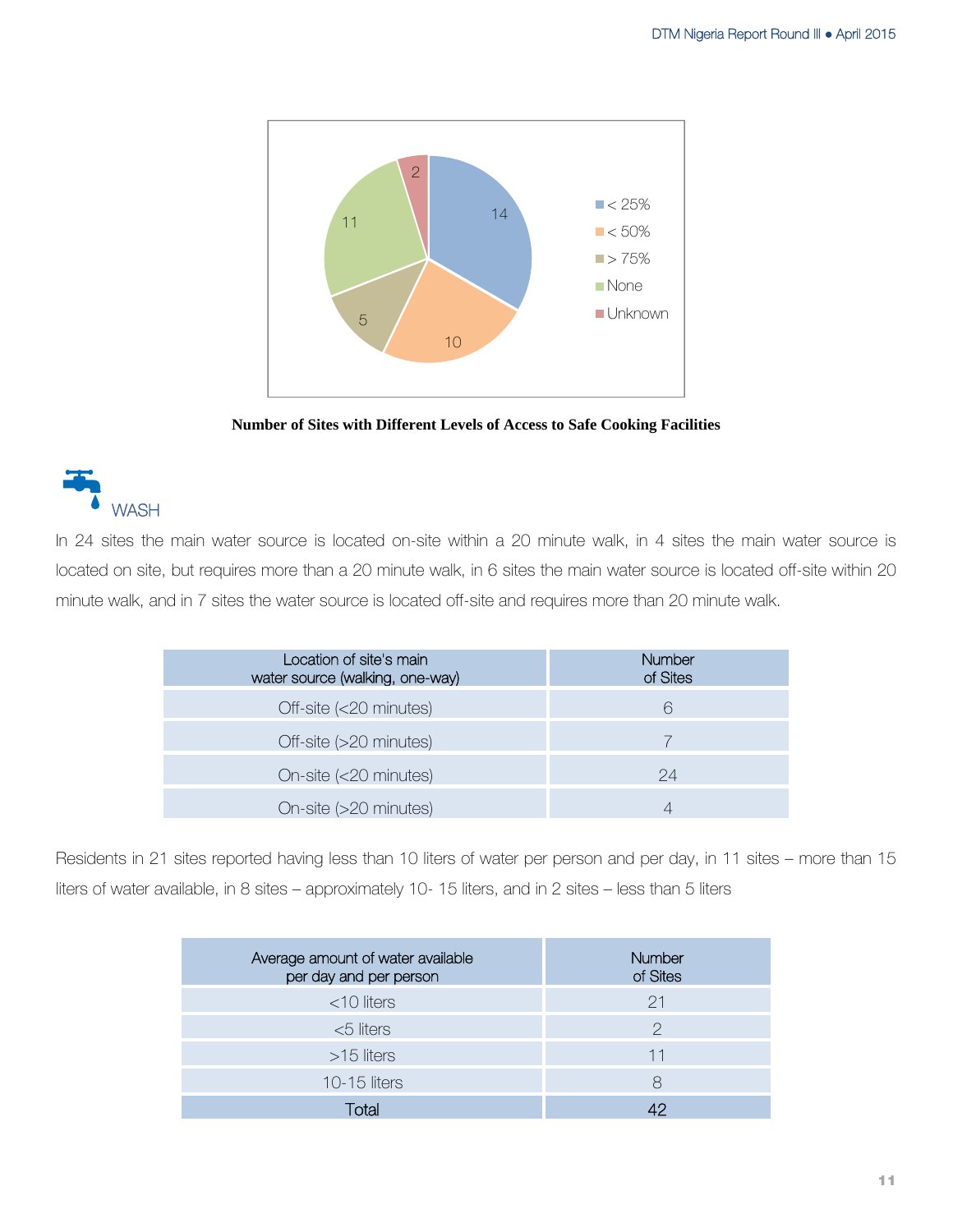Number of Sites with Different Levels of Access to Safe Cooking Facilities

## WASH

In 24 sites the main water source is located on-site within a 20 minute walk, in 4 sites the main water source is located on site, but requires more than a 20 minute walk, in 6 sites the main water source is located off-site within 20 minute walk, and in 7 sites the water source is located off-site and requires more than 20 minute walk.

| Location of site's main water source (walking, one-way) | Number of Sites |
|---|---|
| Off-site (<20 minutes) | 6 |
| Off-site (>20 minutes) | 7 |
| On-site (<20 minutes) | 24 |
| On-site (>20 minutes) | 4 |

Residents in 21 sites reported having less than 10 liters of water per person and per day, in 11 sites – more than 15 liters of water available, in 8 sites – approximately 10- 15 liters, and in 2 sites – less than 5 liters

| Average amount of water available per day and per person | Number of Sites |
|---|---|
| <10 liters | 21 |
| <5 liters | 2 |
| >15 liters | 11 |
| 10-15 liters | 8 |
| Total | 42 |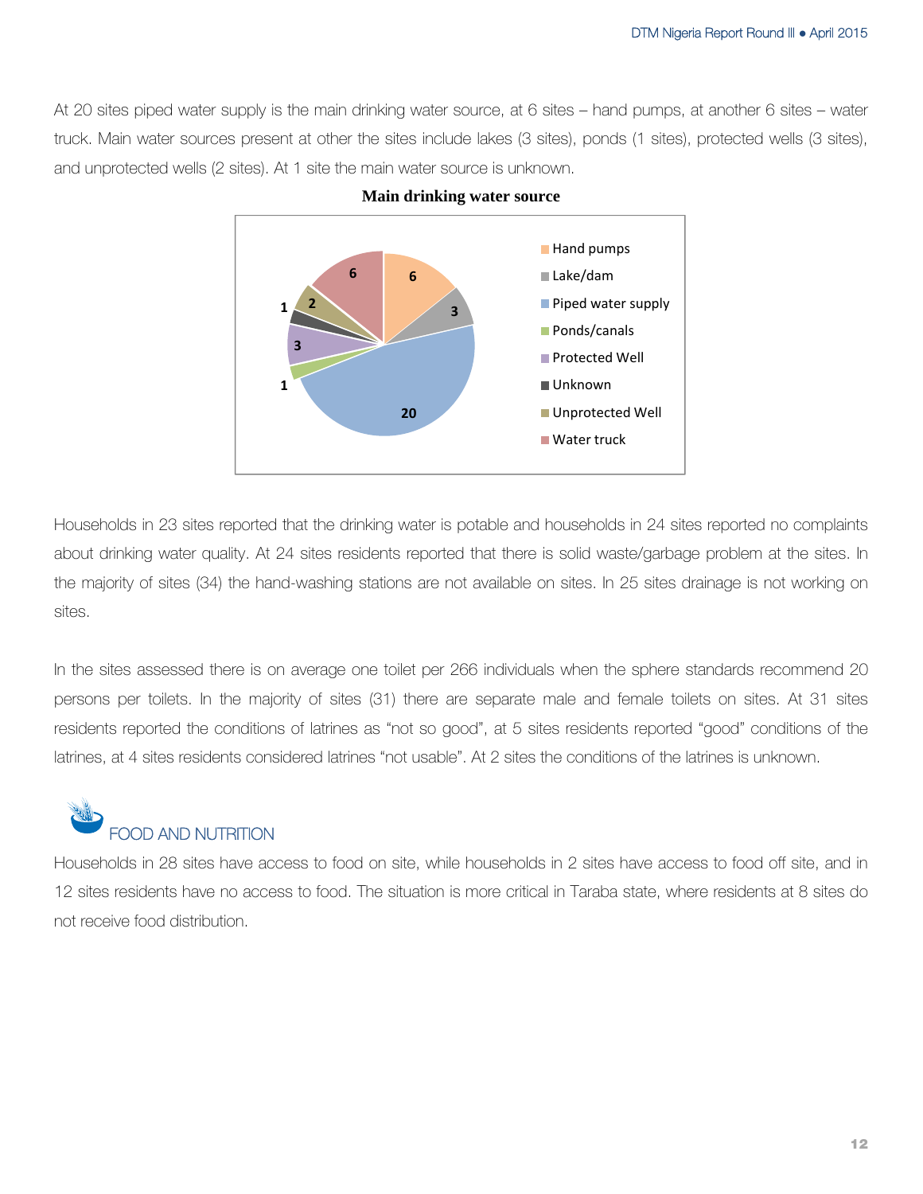At 20 sites piped water supply is the main drinking water source, at 6 sites – hand pumps, at another 6 sites – water truck. Main water sources present at other the sites include lakes (3 sites), ponds (1 sites), protected wells (3 sites), and unprotected wells (2 sites). At 1 site the main water source is unknown.

**Main drinking water source**

| Source | Sites |
|---|---|
| Hand pumps | 6 |
| Lake/dam | 3 |
| Piped water supply | 20 |
| Ponds/canals | 1 |
| Protected Well | 3 |
| Unknown | 1 |
| Unprotected Well | 2 |
| Water truck | 6 |

Households in 23 sites reported that the drinking water is potable and households in 24 sites reported no complaints about drinking water quality. At 24 sites residents reported that there is solid waste/garbage problem at the sites. In the majority of sites (34) the hand-washing stations are not available on sites. In 25 sites drainage is not working on sites.

In the sites assessed there is on average one toilet per 266 individuals when the sphere standards recommend 20 persons per toilets. In the majority of sites (31) there are separate male and female toilets on sites. At 31 sites residents reported the conditions of latrines as "not so good", at 5 sites residents reported "good" conditions of the latrines, at 4 sites residents considered latrines "not usable". At 2 sites the conditions of the latrines is unknown.

## FOOD AND NUTRITION

Households in 28 sites have access to food on site, while households in 2 sites have access to food off site, and in 12 sites residents have no access to food. The situation is more critical in Taraba state, where residents at 8 sites do not receive food distribution.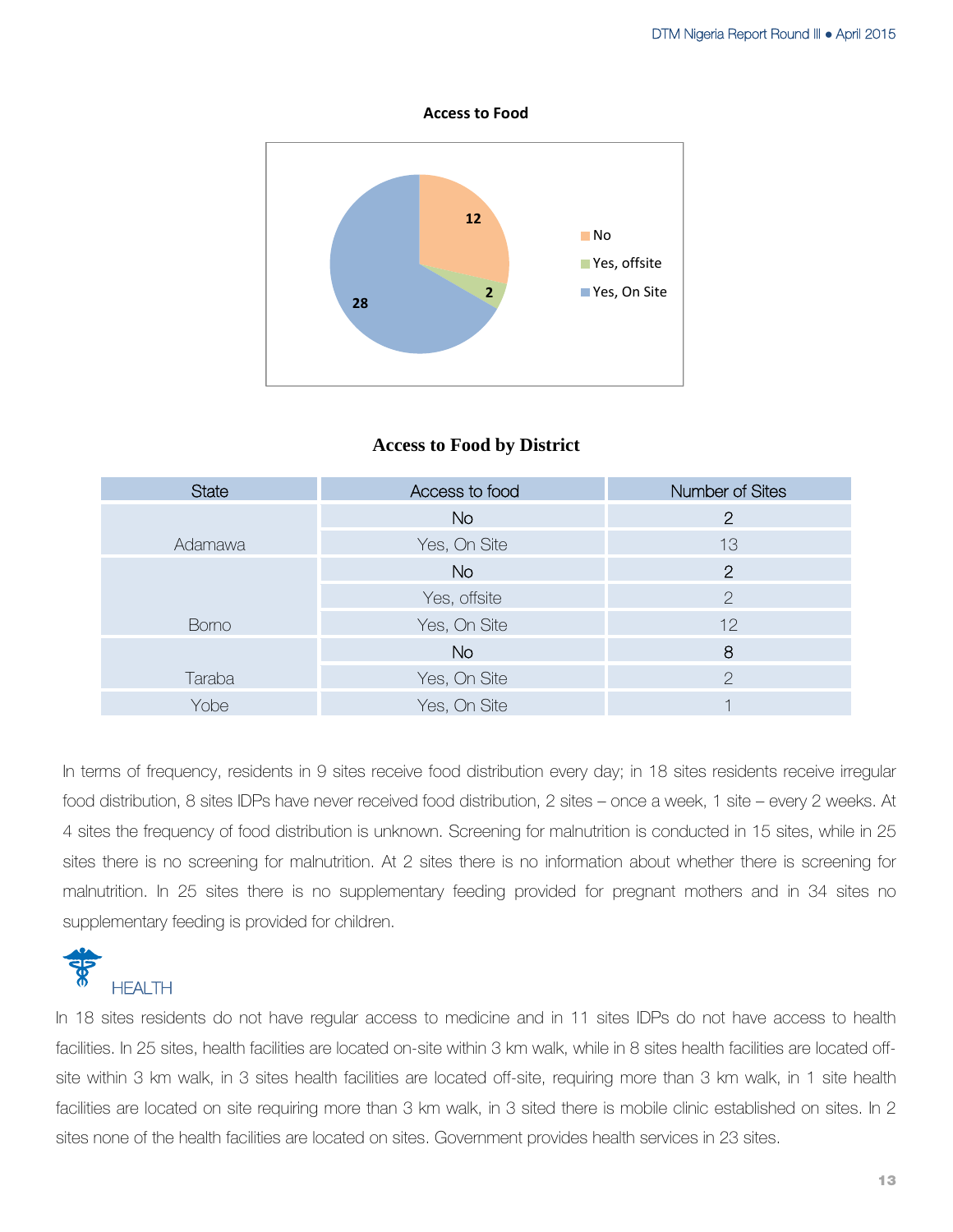**Access to Food**

No: 12
Yes, offsite: 2
Yes, On Site: 28

**Access to Food by District**

| State | Access to food | Number of Sites |
| --- | --- | --- |
| Adamawa | No | 2 |
| | Yes, On Site | 13 |
| Borno | No | 2 |
| | Yes, offsite | 2 |
| | Yes, On Site | 12 |
| Taraba | No | 8 |
| | Yes, On Site | 2 |
| Yobe | Yes, On Site | 1 |

In terms of frequency, residents in 9 sites receive food distribution every day; in 18 sites residents receive irregular food distribution, 8 sites IDPs have never received food distribution, 2 sites – once a week, 1 site – every 2 weeks. At 4 sites the frequency of food distribution is unknown. Screening for malnutrition is conducted in 15 sites, while in 25 sites there is no screening for malnutrition. At 2 sites there is no information about whether there is screening for malnutrition. In 25 sites there is no supplementary feeding provided for pregnant mothers and in 34 sites no supplementary feeding is provided for children.

## HEALTH

In 18 sites residents do not have regular access to medicine and in 11 sites IDPs do not have access to health facilities. In 25 sites, health facilities are located on-site within 3 km walk, while in 8 sites health facilities are located off-site within 3 km walk, in 3 sites health facilities are located off-site, requiring more than 3 km walk, in 1 site health facilities are located on site requiring more than 3 km walk, in 3 sited there is mobile clinic established on sites. In 2 sites none of the health facilities are located on sites. Government provides health services in 23 sites.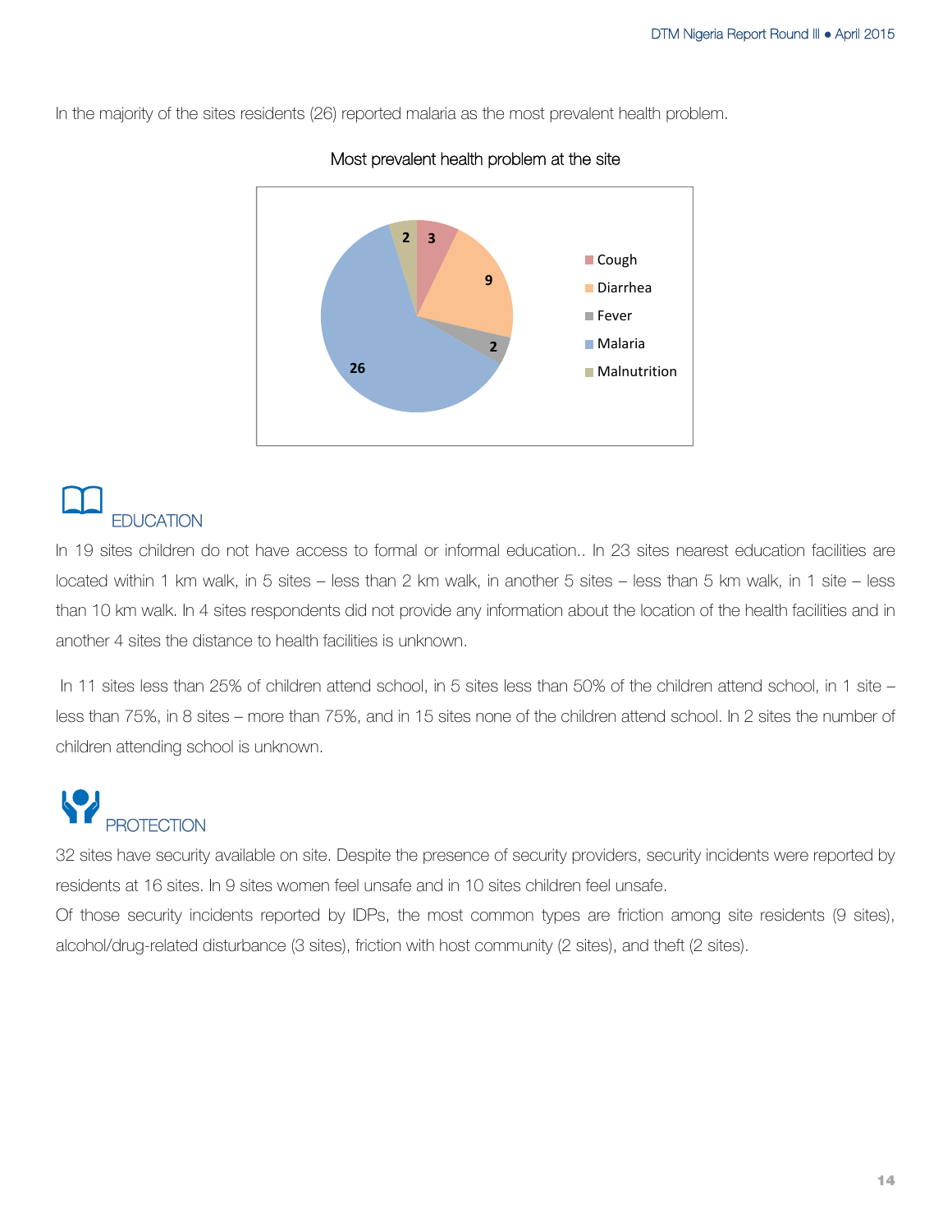In the majority of the sites residents (26) reported malaria as the most prevalent health problem.

Most prevalent health problem at the site

| Health problem | Sites |
|---|---|
| Cough | 3 |
| Diarrhea | 9 |
| Fever | 2 |
| Malaria | 26 |
| Malnutrition | 2 |

## EDUCATION

In 19 sites children do not have access to formal or informal education.. In 23 sites nearest education facilities are located within 1 km walk, in 5 sites – less than 2 km walk, in another 5 sites – less than 5 km walk, in 1 site – less than 10 km walk. In 4 sites respondents did not provide any information about the location of the health facilities and in another 4 sites the distance to health facilities is unknown.

In 11 sites less than 25% of children attend school, in 5 sites less than 50% of the children attend school, in 1 site – less than 75%, in 8 sites – more than 75%, and in 15 sites none of the children attend school. In 2 sites the number of children attending school is unknown.

## PROTECTION

32 sites have security available on site. Despite the presence of security providers, security incidents were reported by residents at 16 sites. In 9 sites women feel unsafe and in 10 sites children feel unsafe.
Of those security incidents reported by IDPs, the most common types are friction among site residents (9 sites), alcohol/drug-related disturbance (3 sites), friction with host community (2 sites), and theft (2 sites).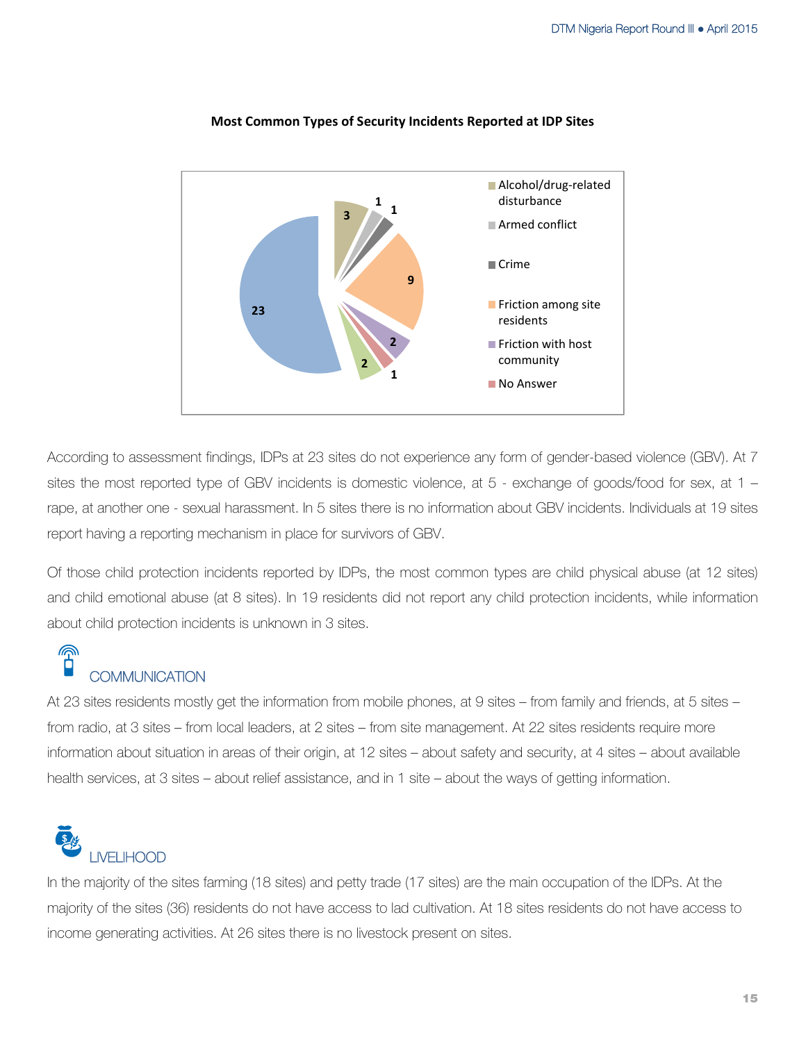**Most Common Types of Security Incidents Reported at IDP Sites**

| Category | Sites |
| --- | --- |
| Alcohol/drug-related disturbance | 3 |
| Armed conflict | 1 |
| Crime | 1 |
| Friction among site residents | 9 |
| Friction with host community | 2 |
| No Answer | 1 |
| | 2 |
| | 23 |

According to assessment findings, IDPs at 23 sites do not experience any form of gender-based violence (GBV). At 7 sites the most reported type of GBV incidents is domestic violence, at 5 - exchange of goods/food for sex, at 1 – rape, at another one - sexual harassment. In 5 sites there is no information about GBV incidents. Individuals at 19 sites report having a reporting mechanism in place for survivors of GBV.

Of those child protection incidents reported by IDPs, the most common types are child physical abuse (at 12 sites) and child emotional abuse (at 8 sites). In 19 residents did not report any child protection incidents, while information about child protection incidents is unknown in 3 sites.

## COMMUNICATION

At 23 sites residents mostly get the information from mobile phones, at 9 sites – from family and friends, at 5 sites – from radio, at 3 sites – from local leaders, at 2 sites – from site management. At 22 sites residents require more information about situation in areas of their origin, at 12 sites – about safety and security, at 4 sites – about available health services, at 3 sites – about relief assistance, and in 1 site – about the ways of getting information.

## LIVELIHOOD

In the majority of the sites farming (18 sites) and petty trade (17 sites) are the main occupation of the IDPs. At the majority of the sites (36) residents do not have access to lad cultivation. At 18 sites residents do not have access to income generating activities. At 26 sites there is no livestock present on sites.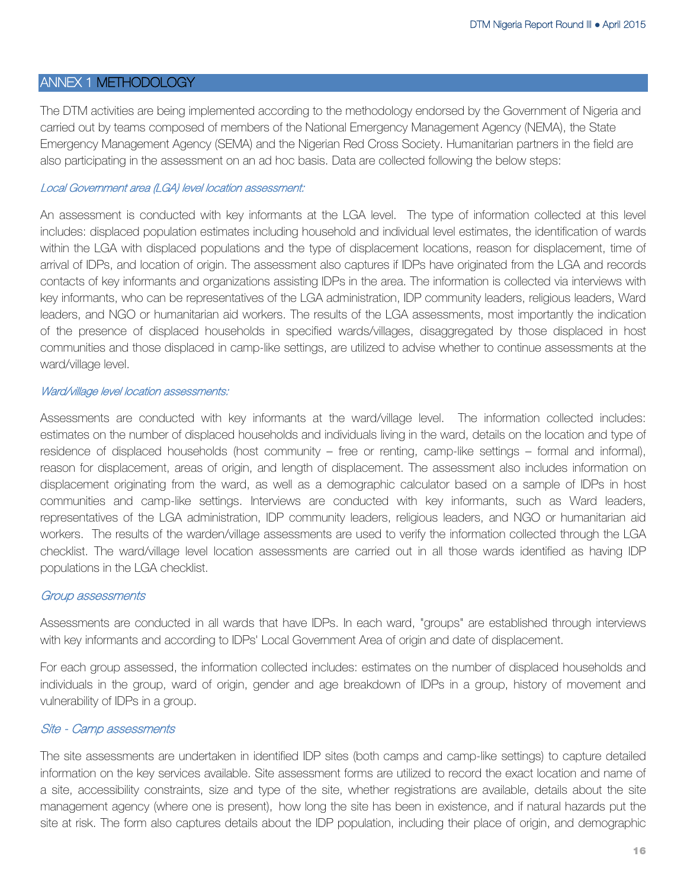## ANNEX 1 METHODOLOGY

The DTM activities are being implemented according to the methodology endorsed by the Government of Nigeria and carried out by teams composed of members of the National Emergency Management Agency (NEMA), the State Emergency Management Agency (SEMA) and the Nigerian Red Cross Society. Humanitarian partners in the field are also participating in the assessment on an ad hoc basis. Data are collected following the below steps:

*Local Government area (LGA) level location assessment:*

An assessment is conducted with key informants at the LGA level. The type of information collected at this level includes: displaced population estimates including household and individual level estimates, the identification of wards within the LGA with displaced populations and the type of displacement locations, reason for displacement, time of arrival of IDPs, and location of origin. The assessment also captures if IDPs have originated from the LGA and records contacts of key informants and organizations assisting IDPs in the area. The information is collected via interviews with key informants, who can be representatives of the LGA administration, IDP community leaders, religious leaders, Ward leaders, and NGO or humanitarian aid workers. The results of the LGA assessments, most importantly the indication of the presence of displaced households in specified wards/villages, disaggregated by those displaced in host communities and those displaced in camp-like settings, are utilized to advise whether to continue assessments at the ward/village level.

*Ward/village level location assessments:*

Assessments are conducted with key informants at the ward/village level. The information collected includes: estimates on the number of displaced households and individuals living in the ward, details on the location and type of residence of displaced households (host community – free or renting, camp-like settings – formal and informal), reason for displacement, areas of origin, and length of displacement. The assessment also includes information on displacement originating from the ward, as well as a demographic calculator based on a sample of IDPs in host communities and camp-like settings. Interviews are conducted with key informants, such as Ward leaders, representatives of the LGA administration, IDP community leaders, religious leaders, and NGO or humanitarian aid workers. The results of the warden/village assessments are used to verify the information collected through the LGA checklist. The ward/village level location assessments are carried out in all those wards identified as having IDP populations in the LGA checklist.

*Group assessments*

Assessments are conducted in all wards that have IDPs. In each ward, "groups" are established through interviews with key informants and according to IDPs' Local Government Area of origin and date of displacement.

For each group assessed, the information collected includes: estimates on the number of displaced households and individuals in the group, ward of origin, gender and age breakdown of IDPs in a group, history of movement and vulnerability of IDPs in a group.

*Site - Camp assessments*

The site assessments are undertaken in identified IDP sites (both camps and camp-like settings) to capture detailed information on the key services available. Site assessment forms are utilized to record the exact location and name of a site, accessibility constraints, size and type of the site, whether registrations are available, details about the site management agency (where one is present), how long the site has been in existence, and if natural hazards put the site at risk. The form also captures details about the IDP population, including their place of origin, and demographic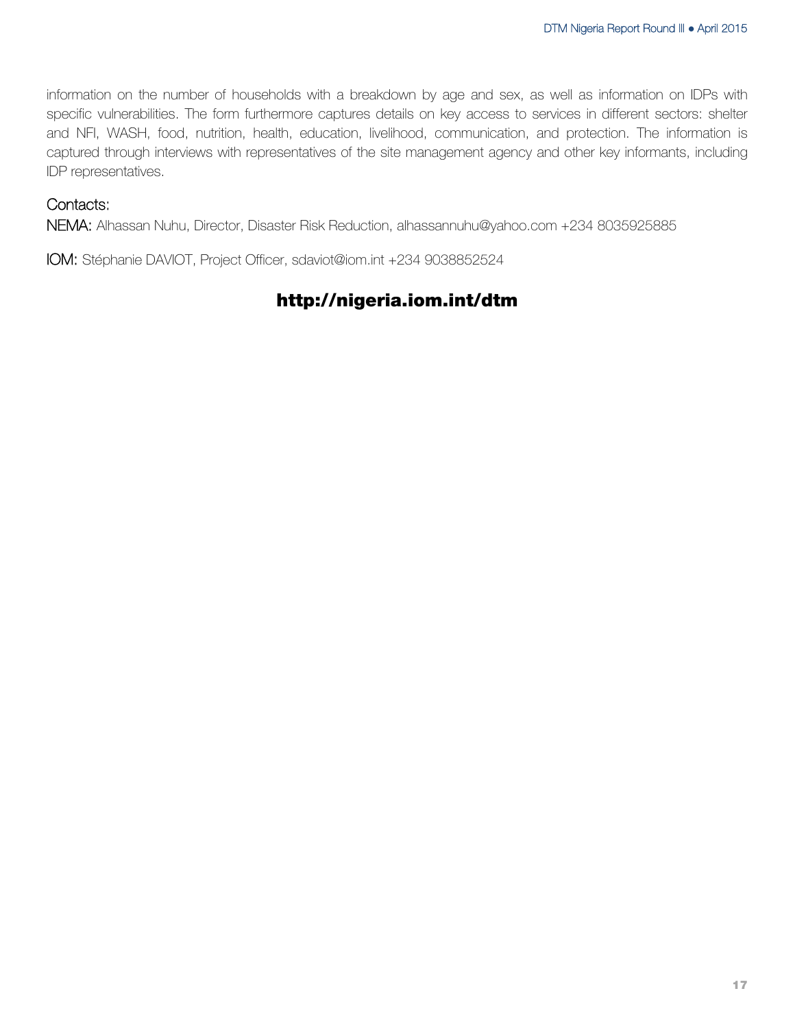information on the number of households with a breakdown by age and sex, as well as information on IDPs with specific vulnerabilities. The form furthermore captures details on key access to services in different sectors: shelter and NFI, WASH, food, nutrition, health, education, livelihood, communication, and protection. The information is captured through interviews with representatives of the site management agency and other key informants, including IDP representatives.

### Contacts:

NEMA: Alhassan Nuhu, Director, Disaster Risk Reduction, alhassannuhu@yahoo.com +234 8035925885

IOM: Stéphanie DAVIOT, Project Officer, sdaviot@iom.int +234 9038852524

**http://nigeria.iom.int/dtm**